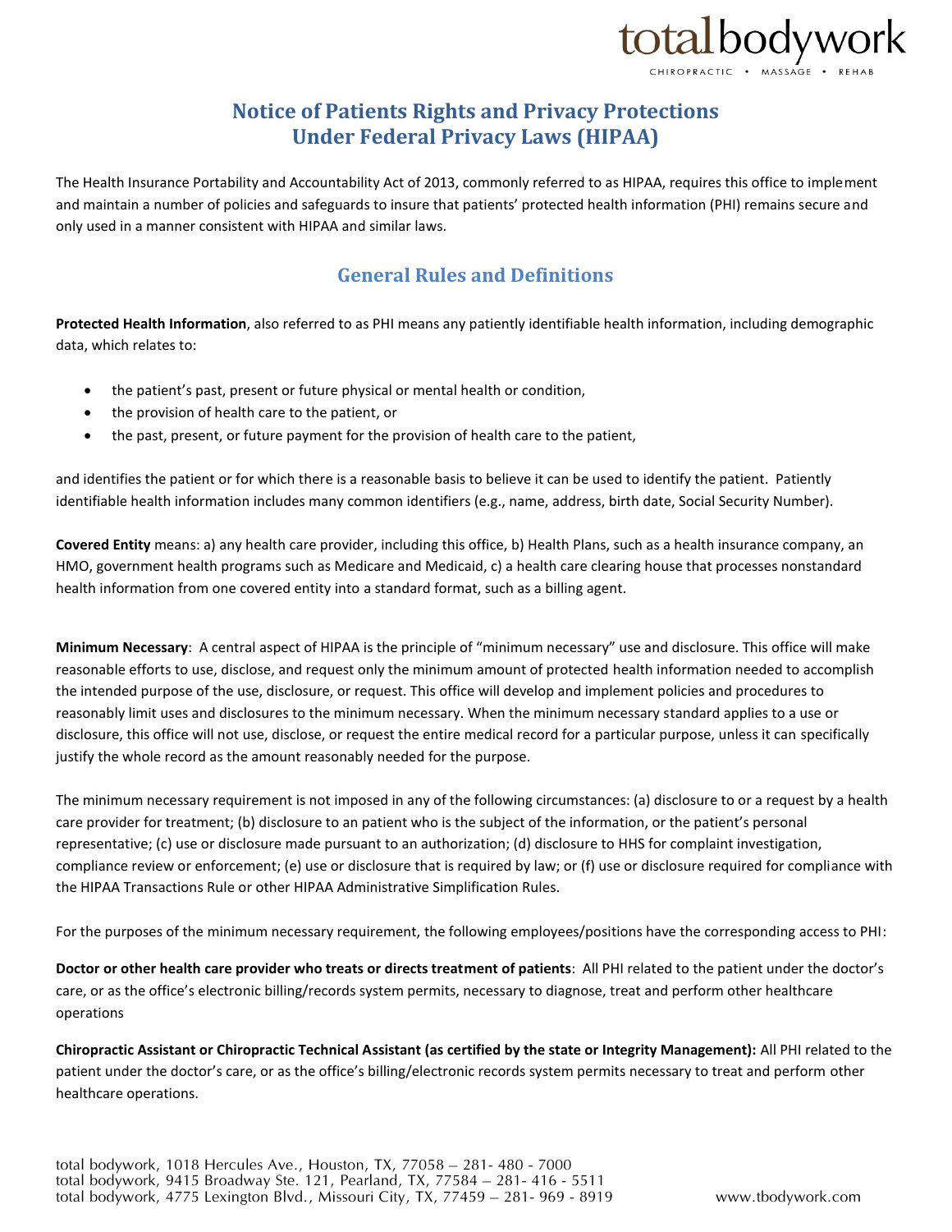# Notice of Patients Rights and Privacy Protections Under Federal Privacy Laws (HIPAA)

The Health Insurance Portability and Accountability Act of 2013, commonly referred to as HIPAA, requires this office to implement and maintain a number of policies and safeguards to insure that patients' protected health information (PHI) remains secure and only used in a manner consistent with HIPAA and similar laws.

## General Rules and Definitions

**Protected Health Information**, also referred to as PHI means any patiently identifiable health information, including demographic data, which relates to:

- the patient's past, present or future physical or mental health or condition,
- the provision of health care to the patient, or
- the past, present, or future payment for the provision of health care to the patient,

and identifies the patient or for which there is a reasonable basis to believe it can be used to identify the patient. Patiently identifiable health information includes many common identifiers (e.g., name, address, birth date, Social Security Number).

**Covered Entity** means: a) any health care provider, including this office, b) Health Plans, such as a health insurance company, an HMO, government health programs such as Medicare and Medicaid, c) a health care clearing house that processes nonstandard health information from one covered entity into a standard format, such as a billing agent.

**Minimum Necessary**: A central aspect of HIPAA is the principle of "minimum necessary" use and disclosure. This office will make reasonable efforts to use, disclose, and request only the minimum amount of protected health information needed to accomplish the intended purpose of the use, disclosure, or request. This office will develop and implement policies and procedures to reasonably limit uses and disclosures to the minimum necessary. When the minimum necessary standard applies to a use or disclosure, this office will not use, disclose, or request the entire medical record for a particular purpose, unless it can specifically justify the whole record as the amount reasonably needed for the purpose.

The minimum necessary requirement is not imposed in any of the following circumstances: (a) disclosure to or a request by a health care provider for treatment; (b) disclosure to an patient who is the subject of the information, or the patient's personal representative; (c) use or disclosure made pursuant to an authorization; (d) disclosure to HHS for complaint investigation, compliance review or enforcement; (e) use or disclosure that is required by law; or (f) use or disclosure required for compliance with the HIPAA Transactions Rule or other HIPAA Administrative Simplification Rules.

For the purposes of the minimum necessary requirement, the following employees/positions have the corresponding access to PHI:

**Doctor or other health care provider who treats or directs treatment of patients**: All PHI related to the patient under the doctor's care, or as the office's electronic billing/records system permits, necessary to diagnose, treat and perform other healthcare operations

**Chiropractic Assistant or Chiropractic Technical Assistant (as certified by the state or Integrity Management):** All PHI related to the patient under the doctor's care, or as the office's billing/electronic records system permits necessary to treat and perform other healthcare operations.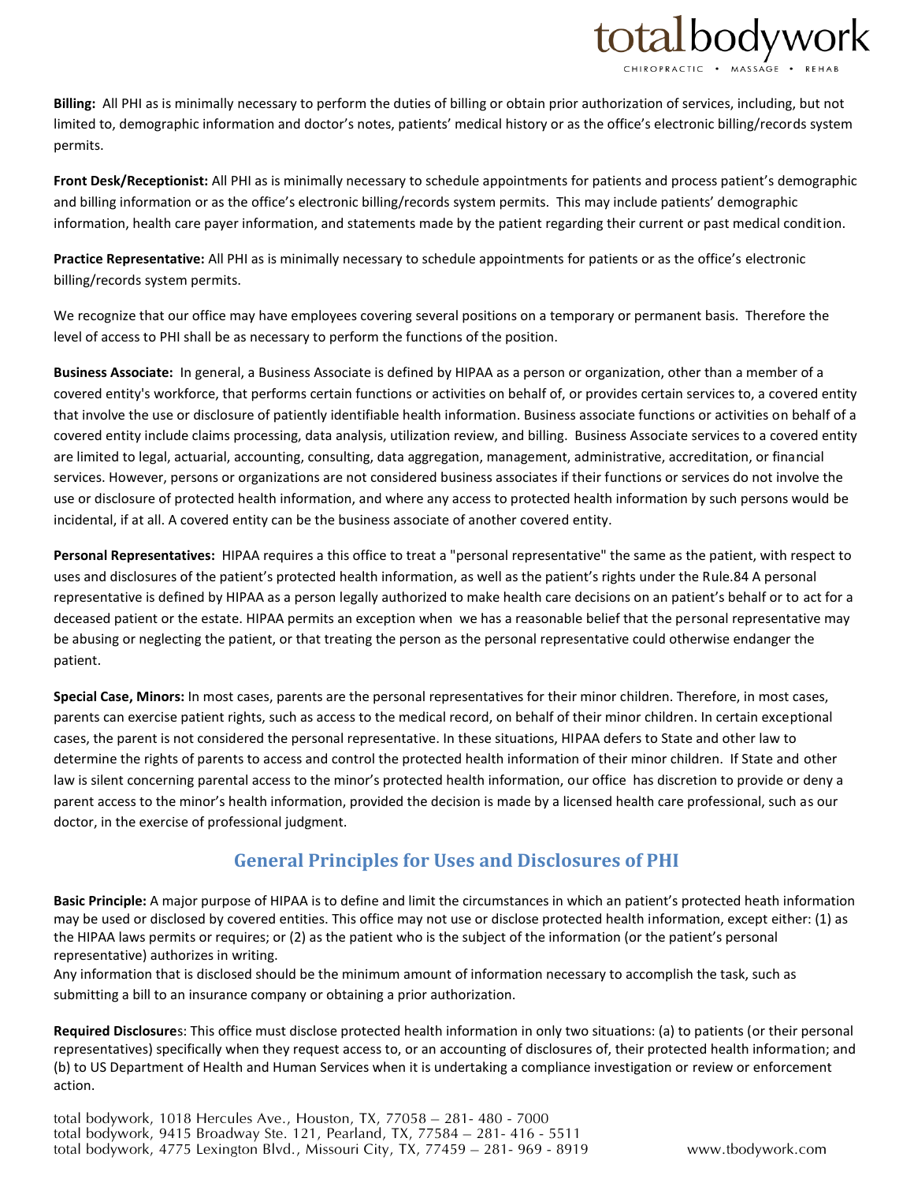**Billing:** All PHI as is minimally necessary to perform the duties of billing or obtain prior authorization of services, including, but not limited to, demographic information and doctor's notes, patients' medical history or as the office's electronic billing/records system permits.

**Front Desk/Receptionist:** All PHI as is minimally necessary to schedule appointments for patients and process patient's demographic and billing information or as the office's electronic billing/records system permits. This may include patients' demographic information, health care payer information, and statements made by the patient regarding their current or past medical condition.

**Practice Representative:** All PHI as is minimally necessary to schedule appointments for patients or as the office's electronic billing/records system permits.

We recognize that our office may have employees covering several positions on a temporary or permanent basis. Therefore the level of access to PHI shall be as necessary to perform the functions of the position.

**Business Associate:** In general, a Business Associate is defined by HIPAA as a person or organization, other than a member of a covered entity's workforce, that performs certain functions or activities on behalf of, or provides certain services to, a covered entity that involve the use or disclosure of patiently identifiable health information. Business associate functions or activities on behalf of a covered entity include claims processing, data analysis, utilization review, and billing. Business Associate services to a covered entity are limited to legal, actuarial, accounting, consulting, data aggregation, management, administrative, accreditation, or financial services. However, persons or organizations are not considered business associates if their functions or services do not involve the use or disclosure of protected health information, and where any access to protected health information by such persons would be incidental, if at all. A covered entity can be the business associate of another covered entity.

**Personal Representatives:** HIPAA requires a this office to treat a "personal representative" the same as the patient, with respect to uses and disclosures of the patient's protected health information, as well as the patient's rights under the Rule.84 A personal representative is defined by HIPAA as a person legally authorized to make health care decisions on an patient's behalf or to act for a deceased patient or the estate. HIPAA permits an exception when we has a reasonable belief that the personal representative may be abusing or neglecting the patient, or that treating the person as the personal representative could otherwise endanger the patient.

**Special Case, Minors:** In most cases, parents are the personal representatives for their minor children. Therefore, in most cases, parents can exercise patient rights, such as access to the medical record, on behalf of their minor children. In certain exceptional cases, the parent is not considered the personal representative. In these situations, HIPAA defers to State and other law to determine the rights of parents to access and control the protected health information of their minor children. If State and other law is silent concerning parental access to the minor's protected health information, our office has discretion to provide or deny a parent access to the minor's health information, provided the decision is made by a licensed health care professional, such as our doctor, in the exercise of professional judgment.

## General Principles for Uses and Disclosures of PHI

**Basic Principle:** A major purpose of HIPAA is to define and limit the circumstances in which an patient's protected heath information may be used or disclosed by covered entities. This office may not use or disclose protected health information, except either: (1) as the HIPAA laws permits or requires; or (2) as the patient who is the subject of the information (or the patient's personal representative) authorizes in writing.
Any information that is disclosed should be the minimum amount of information necessary to accomplish the task, such as submitting a bill to an insurance company or obtaining a prior authorization.

**Required Disclosure**s: This office must disclose protected health information in only two situations: (a) to patients (or their personal representatives) specifically when they request access to, or an accounting of disclosures of, their protected health information; and (b) to US Department of Health and Human Services when it is undertaking a compliance investigation or review or enforcement action.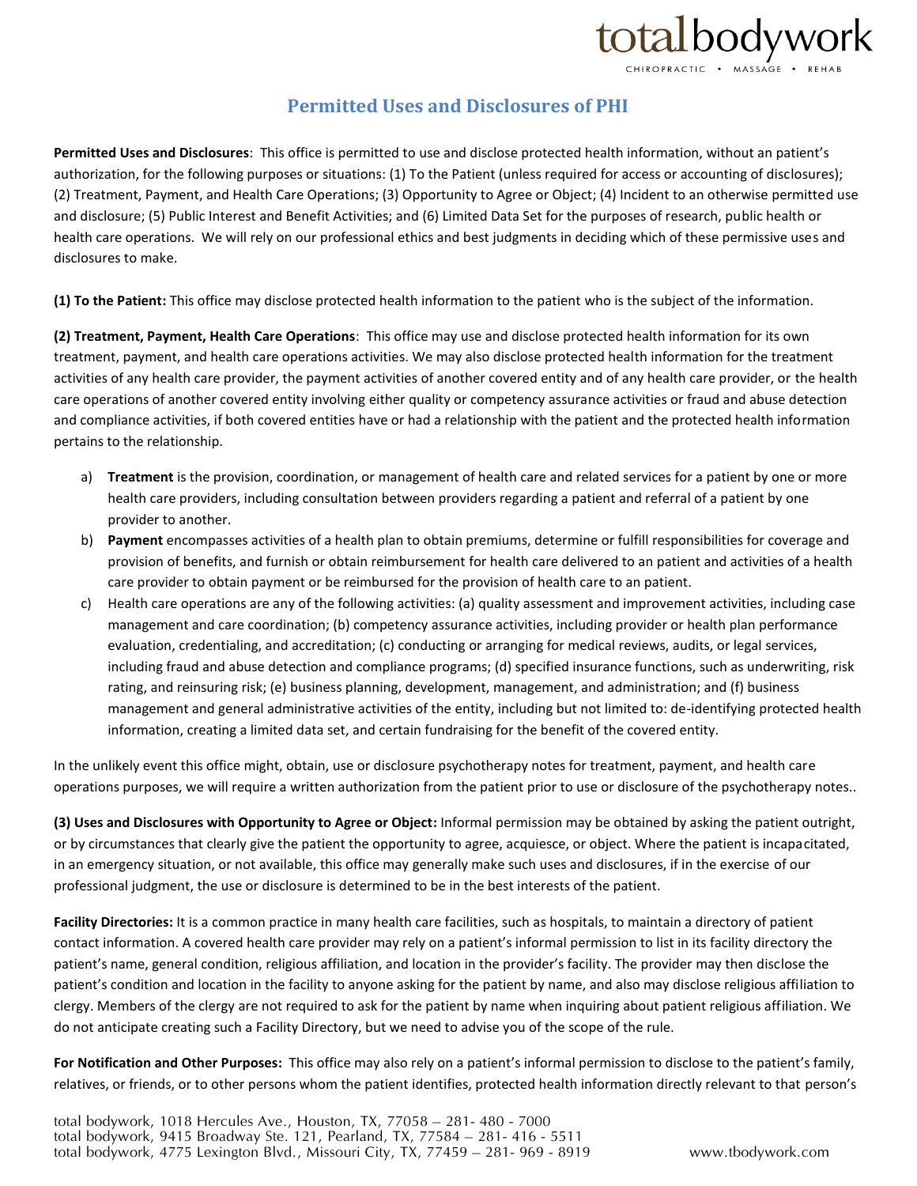## Permitted Uses and Disclosures of PHI

**Permitted Uses and Disclosures**: This office is permitted to use and disclose protected health information, without an patient's authorization, for the following purposes or situations: (1) To the Patient (unless required for access or accounting of disclosures); (2) Treatment, Payment, and Health Care Operations; (3) Opportunity to Agree or Object; (4) Incident to an otherwise permitted use and disclosure; (5) Public Interest and Benefit Activities; and (6) Limited Data Set for the purposes of research, public health or health care operations. We will rely on our professional ethics and best judgments in deciding which of these permissive uses and disclosures to make.

**(1) To the Patient:** This office may disclose protected health information to the patient who is the subject of the information.

**(2) Treatment, Payment, Health Care Operations**: This office may use and disclose protected health information for its own treatment, payment, and health care operations activities. We may also disclose protected health information for the treatment activities of any health care provider, the payment activities of another covered entity and of any health care provider, or the health care operations of another covered entity involving either quality or competency assurance activities or fraud and abuse detection and compliance activities, if both covered entities have or had a relationship with the patient and the protected health information pertains to the relationship.

a) **Treatment** is the provision, coordination, or management of health care and related services for a patient by one or more health care providers, including consultation between providers regarding a patient and referral of a patient by one provider to another.
b) **Payment** encompasses activities of a health plan to obtain premiums, determine or fulfill responsibilities for coverage and provision of benefits, and furnish or obtain reimbursement for health care delivered to an patient and activities of a health care provider to obtain payment or be reimbursed for the provision of health care to an patient.
c) Health care operations are any of the following activities: (a) quality assessment and improvement activities, including case management and care coordination; (b) competency assurance activities, including provider or health plan performance evaluation, credentialing, and accreditation; (c) conducting or arranging for medical reviews, audits, or legal services, including fraud and abuse detection and compliance programs; (d) specified insurance functions, such as underwriting, risk rating, and reinsuring risk; (e) business planning, development, management, and administration; and (f) business management and general administrative activities of the entity, including but not limited to: de-identifying protected health information, creating a limited data set, and certain fundraising for the benefit of the covered entity.

In the unlikely event this office might, obtain, use or disclosure psychotherapy notes for treatment, payment, and health care operations purposes, we will require a written authorization from the patient prior to use or disclosure of the psychotherapy notes..

**(3) Uses and Disclosures with Opportunity to Agree or Object:** Informal permission may be obtained by asking the patient outright, or by circumstances that clearly give the patient the opportunity to agree, acquiesce, or object. Where the patient is incapacitated, in an emergency situation, or not available, this office may generally make such uses and disclosures, if in the exercise of our professional judgment, the use or disclosure is determined to be in the best interests of the patient.

**Facility Directories:** It is a common practice in many health care facilities, such as hospitals, to maintain a directory of patient contact information. A covered health care provider may rely on a patient's informal permission to list in its facility directory the patient's name, general condition, religious affiliation, and location in the provider's facility. The provider may then disclose the patient's condition and location in the facility to anyone asking for the patient by name, and also may disclose religious affiliation to clergy. Members of the clergy are not required to ask for the patient by name when inquiring about patient religious affiliation. We do not anticipate creating such a Facility Directory, but we need to advise you of the scope of the rule.

**For Notification and Other Purposes:** This office may also rely on a patient's informal permission to disclose to the patient's family, relatives, or friends, or to other persons whom the patient identifies, protected health information directly relevant to that person's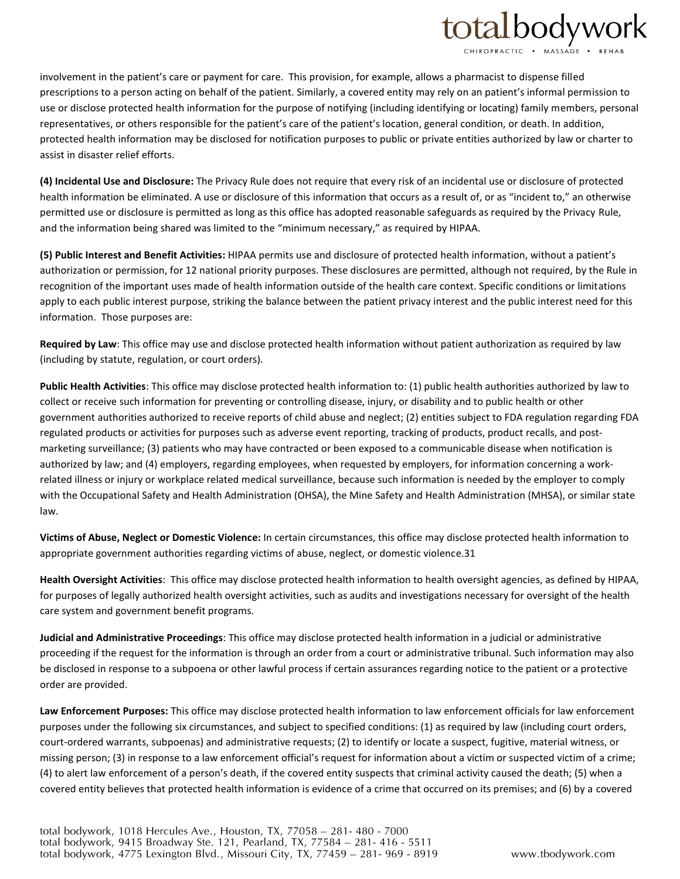involvement in the patient's care or payment for care. This provision, for example, allows a pharmacist to dispense filled prescriptions to a person acting on behalf of the patient. Similarly, a covered entity may rely on an patient's informal permission to use or disclose protected health information for the purpose of notifying (including identifying or locating) family members, personal representatives, or others responsible for the patient's care of the patient's location, general condition, or death. In addition, protected health information may be disclosed for notification purposes to public or private entities authorized by law or charter to assist in disaster relief efforts.

**(4) Incidental Use and Disclosure:** The Privacy Rule does not require that every risk of an incidental use or disclosure of protected health information be eliminated. A use or disclosure of this information that occurs as a result of, or as "incident to," an otherwise permitted use or disclosure is permitted as long as this office has adopted reasonable safeguards as required by the Privacy Rule, and the information being shared was limited to the "minimum necessary," as required by HIPAA.

**(5) Public Interest and Benefit Activities:** HIPAA permits use and disclosure of protected health information, without a patient's authorization or permission, for 12 national priority purposes. These disclosures are permitted, although not required, by the Rule in recognition of the important uses made of health information outside of the health care context. Specific conditions or limitations apply to each public interest purpose, striking the balance between the patient privacy interest and the public interest need for this information. Those purposes are:

**Required by Law**: This office may use and disclose protected health information without patient authorization as required by law (including by statute, regulation, or court orders).

**Public Health Activities**: This office may disclose protected health information to: (1) public health authorities authorized by law to collect or receive such information for preventing or controlling disease, injury, or disability and to public health or other government authorities authorized to receive reports of child abuse and neglect; (2) entities subject to FDA regulation regarding FDA regulated products or activities for purposes such as adverse event reporting, tracking of products, product recalls, and post-marketing surveillance; (3) patients who may have contracted or been exposed to a communicable disease when notification is authorized by law; and (4) employers, regarding employees, when requested by employers, for information concerning a work-related illness or injury or workplace related medical surveillance, because such information is needed by the employer to comply with the Occupational Safety and Health Administration (OHSA), the Mine Safety and Health Administration (MHSA), or similar state law.

**Victims of Abuse, Neglect or Domestic Violence:** In certain circumstances, this office may disclose protected health information to appropriate government authorities regarding victims of abuse, neglect, or domestic violence.31

**Health Oversight Activities**: This office may disclose protected health information to health oversight agencies, as defined by HIPAA, for purposes of legally authorized health oversight activities, such as audits and investigations necessary for oversight of the health care system and government benefit programs.

**Judicial and Administrative Proceedings**: This office may disclose protected health information in a judicial or administrative proceeding if the request for the information is through an order from a court or administrative tribunal. Such information may also be disclosed in response to a subpoena or other lawful process if certain assurances regarding notice to the patient or a protective order are provided.

**Law Enforcement Purposes:** This office may disclose protected health information to law enforcement officials for law enforcement purposes under the following six circumstances, and subject to specified conditions: (1) as required by law (including court orders, court-ordered warrants, subpoenas) and administrative requests; (2) to identify or locate a suspect, fugitive, material witness, or missing person; (3) in response to a law enforcement official's request for information about a victim or suspected victim of a crime; (4) to alert law enforcement of a person's death, if the covered entity suspects that criminal activity caused the death; (5) when a covered entity believes that protected health information is evidence of a crime that occurred on its premises; and (6) by a covered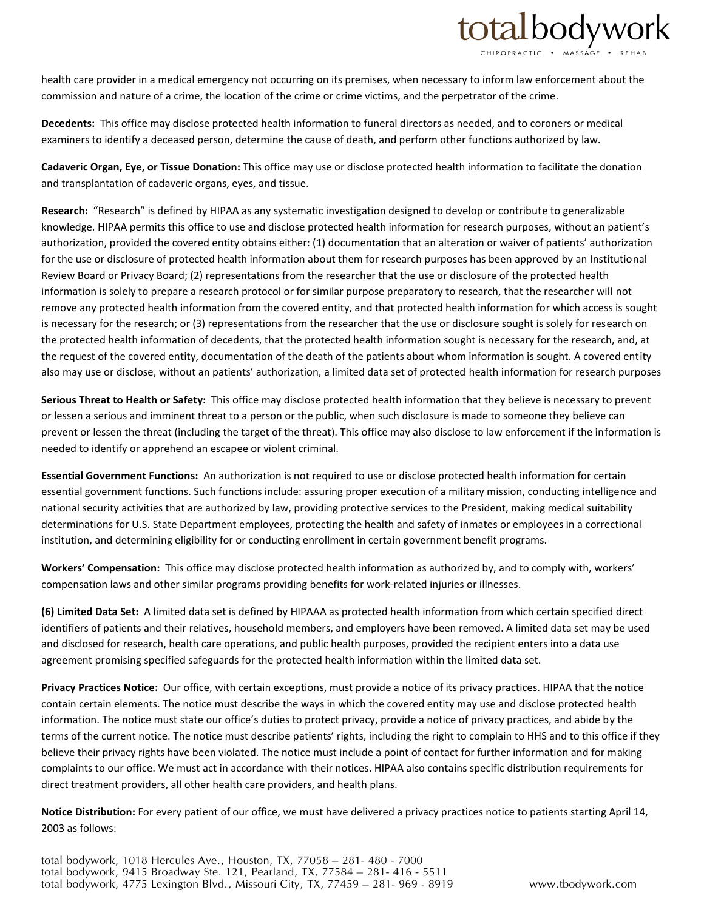health care provider in a medical emergency not occurring on its premises, when necessary to inform law enforcement about the commission and nature of a crime, the location of the crime or crime victims, and the perpetrator of the crime.

**Decedents:** This office may disclose protected health information to funeral directors as needed, and to coroners or medical examiners to identify a deceased person, determine the cause of death, and perform other functions authorized by law.

**Cadaveric Organ, Eye, or Tissue Donation:** This office may use or disclose protected health information to facilitate the donation and transplantation of cadaveric organs, eyes, and tissue.

**Research:** "Research" is defined by HIPAA as any systematic investigation designed to develop or contribute to generalizable knowledge. HIPAA permits this office to use and disclose protected health information for research purposes, without an patient's authorization, provided the covered entity obtains either: (1) documentation that an alteration or waiver of patients' authorization for the use or disclosure of protected health information about them for research purposes has been approved by an Institutional Review Board or Privacy Board; (2) representations from the researcher that the use or disclosure of the protected health information is solely to prepare a research protocol or for similar purpose preparatory to research, that the researcher will not remove any protected health information from the covered entity, and that protected health information for which access is sought is necessary for the research; or (3) representations from the researcher that the use or disclosure sought is solely for research on the protected health information of decedents, that the protected health information sought is necessary for the research, and, at the request of the covered entity, documentation of the death of the patients about whom information is sought. A covered entity also may use or disclose, without an patients' authorization, a limited data set of protected health information for research purposes

**Serious Threat to Health or Safety:** This office may disclose protected health information that they believe is necessary to prevent or lessen a serious and imminent threat to a person or the public, when such disclosure is made to someone they believe can prevent or lessen the threat (including the target of the threat). This office may also disclose to law enforcement if the information is needed to identify or apprehend an escapee or violent criminal.

**Essential Government Functions:** An authorization is not required to use or disclose protected health information for certain essential government functions. Such functions include: assuring proper execution of a military mission, conducting intelligence and national security activities that are authorized by law, providing protective services to the President, making medical suitability determinations for U.S. State Department employees, protecting the health and safety of inmates or employees in a correctional institution, and determining eligibility for or conducting enrollment in certain government benefit programs.

**Workers' Compensation:** This office may disclose protected health information as authorized by, and to comply with, workers' compensation laws and other similar programs providing benefits for work-related injuries or illnesses.

**(6) Limited Data Set:** A limited data set is defined by HIPAAA as protected health information from which certain specified direct identifiers of patients and their relatives, household members, and employers have been removed. A limited data set may be used and disclosed for research, health care operations, and public health purposes, provided the recipient enters into a data use agreement promising specified safeguards for the protected health information within the limited data set.

**Privacy Practices Notice:** Our office, with certain exceptions, must provide a notice of its privacy practices. HIPAA that the notice contain certain elements. The notice must describe the ways in which the covered entity may use and disclose protected health information. The notice must state our office's duties to protect privacy, provide a notice of privacy practices, and abide by the terms of the current notice. The notice must describe patients' rights, including the right to complain to HHS and to this office if they believe their privacy rights have been violated. The notice must include a point of contact for further information and for making complaints to our office. We must act in accordance with their notices. HIPAA also contains specific distribution requirements for direct treatment providers, all other health care providers, and health plans.

**Notice Distribution:** For every patient of our office, we must have delivered a privacy practices notice to patients starting April 14, 2003 as follows: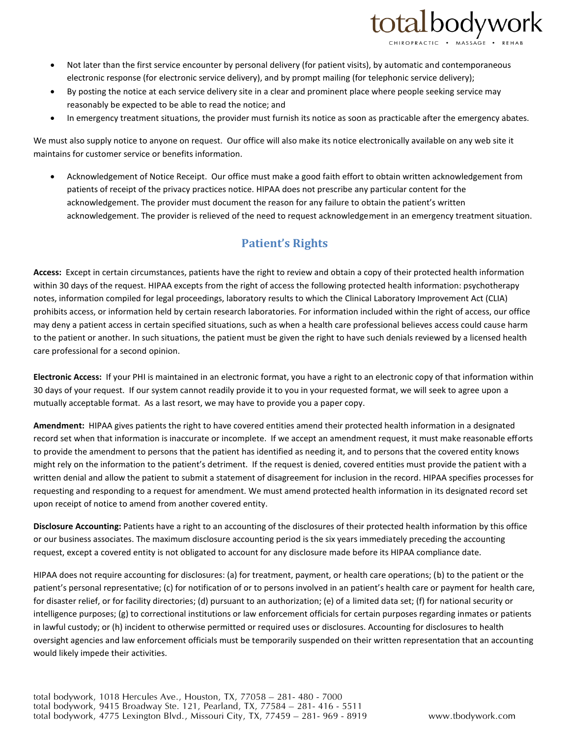- Not later than the first service encounter by personal delivery (for patient visits), by automatic and contemporaneous electronic response (for electronic service delivery), and by prompt mailing (for telephonic service delivery);
- By posting the notice at each service delivery site in a clear and prominent place where people seeking service may reasonably be expected to be able to read the notice; and
- In emergency treatment situations, the provider must furnish its notice as soon as practicable after the emergency abates.

We must also supply notice to anyone on request. Our office will also make its notice electronically available on any web site it maintains for customer service or benefits information.

- Acknowledgement of Notice Receipt. Our office must make a good faith effort to obtain written acknowledgement from patients of receipt of the privacy practices notice. HIPAA does not prescribe any particular content for the acknowledgement. The provider must document the reason for any failure to obtain the patient's written acknowledgement. The provider is relieved of the need to request acknowledgement in an emergency treatment situation.

## Patient's Rights

**Access:** Except in certain circumstances, patients have the right to review and obtain a copy of their protected health information within 30 days of the request. HIPAA excepts from the right of access the following protected health information: psychotherapy notes, information compiled for legal proceedings, laboratory results to which the Clinical Laboratory Improvement Act (CLIA) prohibits access, or information held by certain research laboratories. For information included within the right of access, our office may deny a patient access in certain specified situations, such as when a health care professional believes access could cause harm to the patient or another. In such situations, the patient must be given the right to have such denials reviewed by a licensed health care professional for a second opinion.

**Electronic Access:** If your PHI is maintained in an electronic format, you have a right to an electronic copy of that information within 30 days of your request. If our system cannot readily provide it to you in your requested format, we will seek to agree upon a mutually acceptable format. As a last resort, we may have to provide you a paper copy.

**Amendment:** HIPAA gives patients the right to have covered entities amend their protected health information in a designated record set when that information is inaccurate or incomplete. If we accept an amendment request, it must make reasonable efforts to provide the amendment to persons that the patient has identified as needing it, and to persons that the covered entity knows might rely on the information to the patient's detriment. If the request is denied, covered entities must provide the patient with a written denial and allow the patient to submit a statement of disagreement for inclusion in the record. HIPAA specifies processes for requesting and responding to a request for amendment. We must amend protected health information in its designated record set upon receipt of notice to amend from another covered entity.

**Disclosure Accounting:** Patients have a right to an accounting of the disclosures of their protected health information by this office or our business associates. The maximum disclosure accounting period is the six years immediately preceding the accounting request, except a covered entity is not obligated to account for any disclosure made before its HIPAA compliance date.

HIPAA does not require accounting for disclosures: (a) for treatment, payment, or health care operations; (b) to the patient or the patient's personal representative; (c) for notification of or to persons involved in an patient's health care or payment for health care, for disaster relief, or for facility directories; (d) pursuant to an authorization; (e) of a limited data set; (f) for national security or intelligence purposes; (g) to correctional institutions or law enforcement officials for certain purposes regarding inmates or patients in lawful custody; or (h) incident to otherwise permitted or required uses or disclosures. Accounting for disclosures to health oversight agencies and law enforcement officials must be temporarily suspended on their written representation that an accounting would likely impede their activities.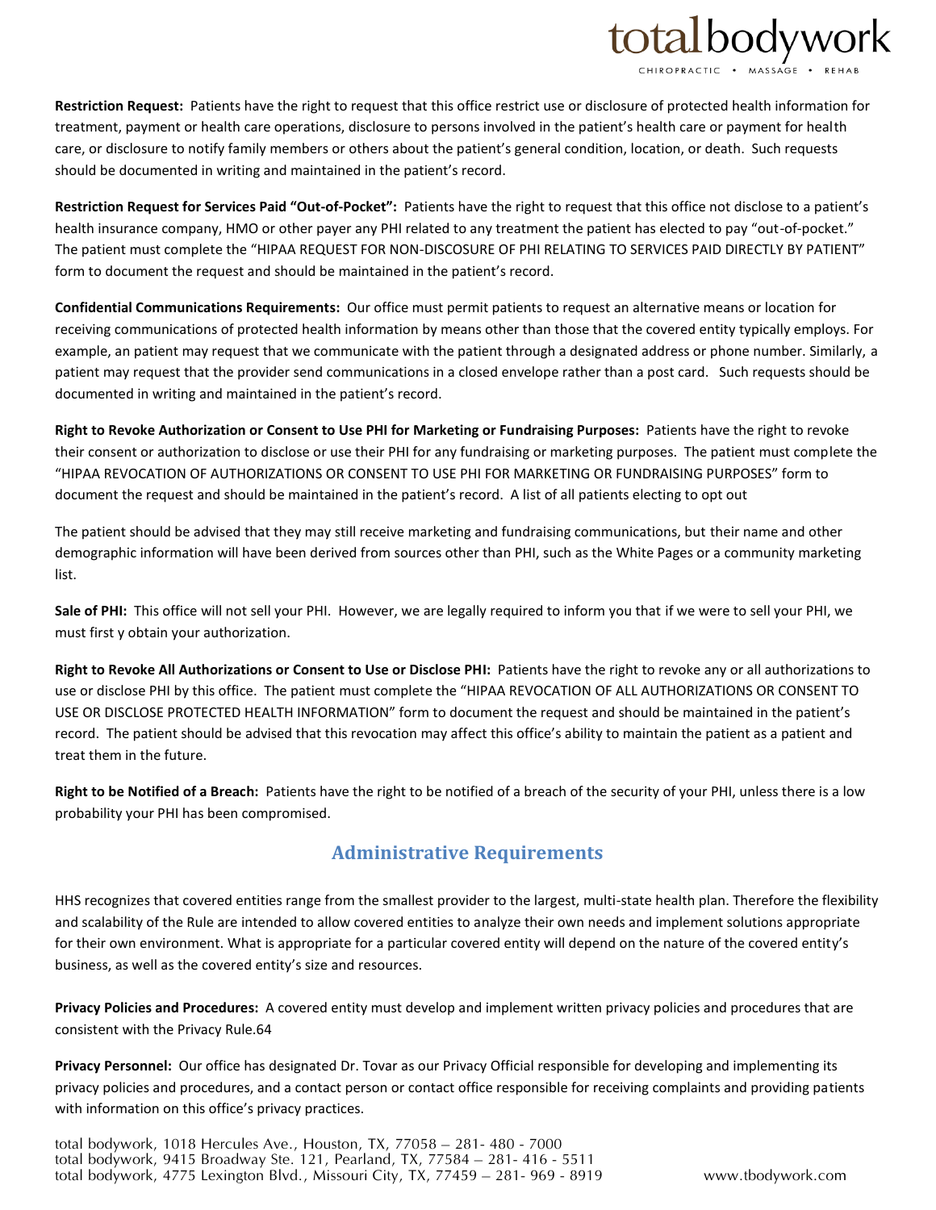**Restriction Request:** Patients have the right to request that this office restrict use or disclosure of protected health information for treatment, payment or health care operations, disclosure to persons involved in the patient's health care or payment for health care, or disclosure to notify family members or others about the patient's general condition, location, or death. Such requests should be documented in writing and maintained in the patient's record.

**Restriction Request for Services Paid "Out-of-Pocket":** Patients have the right to request that this office not disclose to a patient's health insurance company, HMO or other payer any PHI related to any treatment the patient has elected to pay "out-of-pocket." The patient must complete the "HIPAA REQUEST FOR NON-DISCOSURE OF PHI RELATING TO SERVICES PAID DIRECTLY BY PATIENT" form to document the request and should be maintained in the patient's record.

**Confidential Communications Requirements:** Our office must permit patients to request an alternative means or location for receiving communications of protected health information by means other than those that the covered entity typically employs. For example, an patient may request that we communicate with the patient through a designated address or phone number. Similarly, a patient may request that the provider send communications in a closed envelope rather than a post card. Such requests should be documented in writing and maintained in the patient's record.

**Right to Revoke Authorization or Consent to Use PHI for Marketing or Fundraising Purposes:** Patients have the right to revoke their consent or authorization to disclose or use their PHI for any fundraising or marketing purposes. The patient must complete the "HIPAA REVOCATION OF AUTHORIZATIONS OR CONSENT TO USE PHI FOR MARKETING OR FUNDRAISING PURPOSES" form to document the request and should be maintained in the patient's record. A list of all patients electing to opt out

The patient should be advised that they may still receive marketing and fundraising communications, but their name and other demographic information will have been derived from sources other than PHI, such as the White Pages or a community marketing list.

**Sale of PHI:** This office will not sell your PHI. However, we are legally required to inform you that if we were to sell your PHI, we must first y obtain your authorization.

**Right to Revoke All Authorizations or Consent to Use or Disclose PHI:** Patients have the right to revoke any or all authorizations to use or disclose PHI by this office. The patient must complete the "HIPAA REVOCATION OF ALL AUTHORIZATIONS OR CONSENT TO USE OR DISCLOSE PROTECTED HEALTH INFORMATION" form to document the request and should be maintained in the patient's record. The patient should be advised that this revocation may affect this office's ability to maintain the patient as a patient and treat them in the future.

**Right to be Notified of a Breach:** Patients have the right to be notified of a breach of the security of your PHI, unless there is a low probability your PHI has been compromised.

## Administrative Requirements

HHS recognizes that covered entities range from the smallest provider to the largest, multi-state health plan. Therefore the flexibility and scalability of the Rule are intended to allow covered entities to analyze their own needs and implement solutions appropriate for their own environment. What is appropriate for a particular covered entity will depend on the nature of the covered entity's business, as well as the covered entity's size and resources.

**Privacy Policies and Procedures:** A covered entity must develop and implement written privacy policies and procedures that are consistent with the Privacy Rule.64

**Privacy Personnel:** Our office has designated Dr. Tovar as our Privacy Official responsible for developing and implementing its privacy policies and procedures, and a contact person or contact office responsible for receiving complaints and providing patients with information on this office's privacy practices.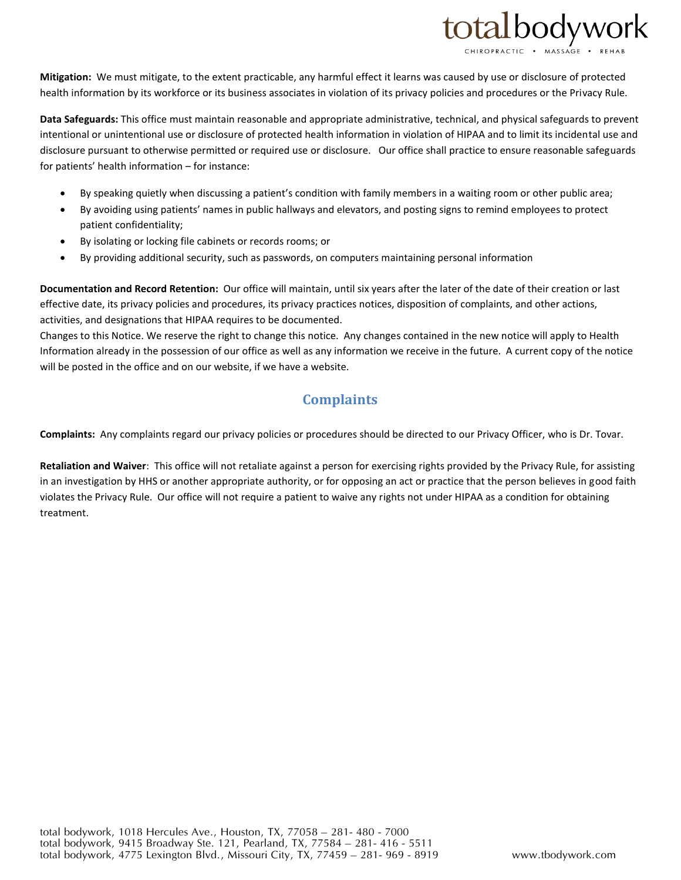**Mitigation:** We must mitigate, to the extent practicable, any harmful effect it learns was caused by use or disclosure of protected health information by its workforce or its business associates in violation of its privacy policies and procedures or the Privacy Rule.

**Data Safeguards:** This office must maintain reasonable and appropriate administrative, technical, and physical safeguards to prevent intentional or unintentional use or disclosure of protected health information in violation of HIPAA and to limit its incidental use and disclosure pursuant to otherwise permitted or required use or disclosure. Our office shall practice to ensure reasonable safeguards for patients' health information – for instance:

- By speaking quietly when discussing a patient's condition with family members in a waiting room or other public area;
- By avoiding using patients' names in public hallways and elevators, and posting signs to remind employees to protect patient confidentiality;
- By isolating or locking file cabinets or records rooms; or
- By providing additional security, such as passwords, on computers maintaining personal information

**Documentation and Record Retention:** Our office will maintain, until six years after the later of the date of their creation or last effective date, its privacy policies and procedures, its privacy practices notices, disposition of complaints, and other actions, activities, and designations that HIPAA requires to be documented.

Changes to this Notice. We reserve the right to change this notice. Any changes contained in the new notice will apply to Health Information already in the possession of our office as well as any information we receive in the future. A current copy of the notice will be posted in the office and on our website, if we have a website.

## Complaints

**Complaints:** Any complaints regard our privacy policies or procedures should be directed to our Privacy Officer, who is Dr. Tovar.

**Retaliation and Waiver**: This office will not retaliate against a person for exercising rights provided by the Privacy Rule, for assisting in an investigation by HHS or another appropriate authority, or for opposing an act or practice that the person believes in good faith violates the Privacy Rule. Our office will not require a patient to waive any rights not under HIPAA as a condition for obtaining treatment.